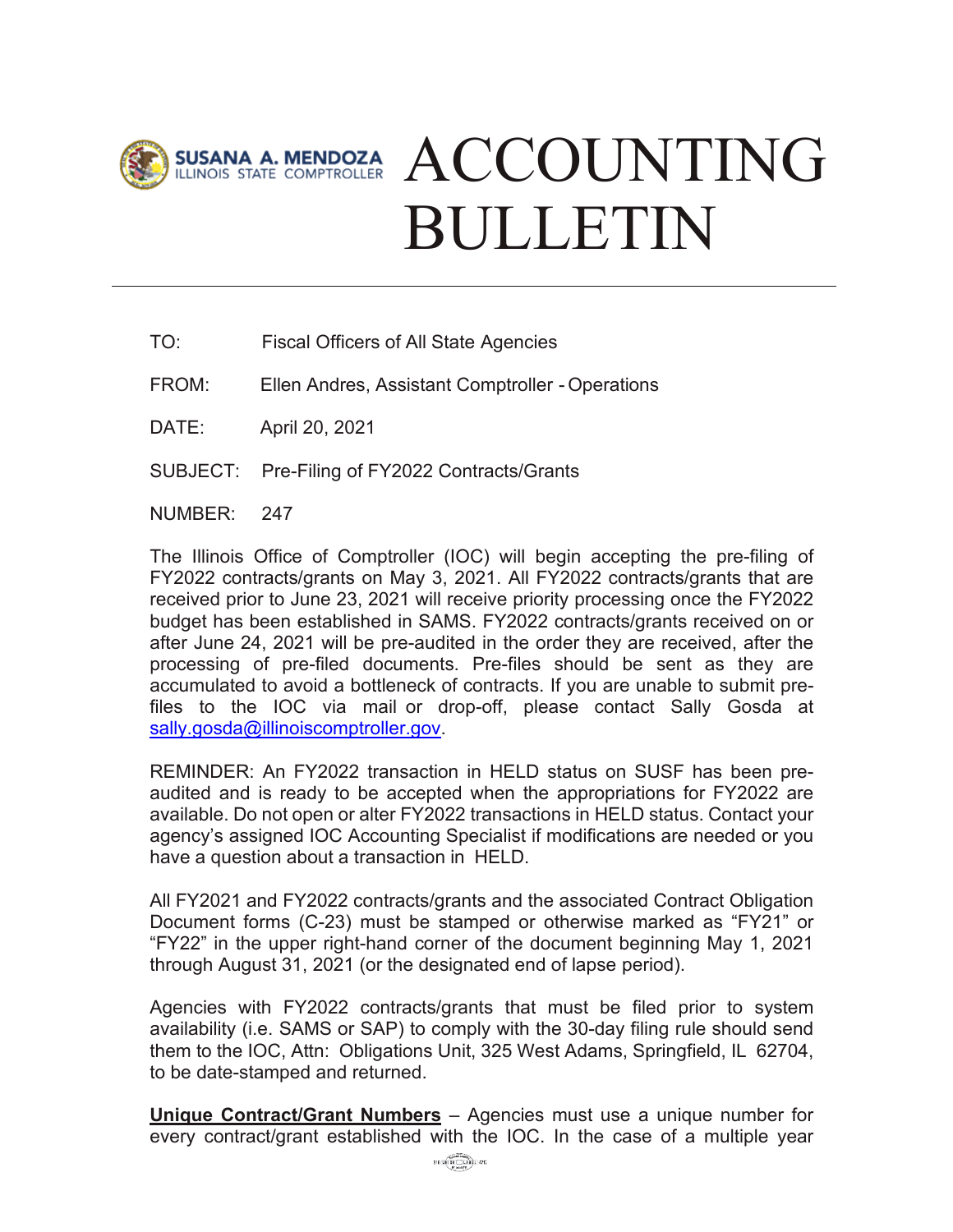SUSANA A. MENDOZA
ILLINOIS STATE COMPTROLLER

# ACCOUNTING BULLETIN

TO: Fiscal Officers of All State Agencies

FROM: Ellen Andres, Assistant Comptroller - Operations

DATE: April 20, 2021

SUBJECT: Pre-Filing of FY2022 Contracts/Grants

NUMBER: 247

The Illinois Office of Comptroller (IOC) will begin accepting the pre-filing of FY2022 contracts/grants on May 3, 2021. All FY2022 contracts/grants that are received prior to June 23, 2021 will receive priority processing once the FY2022 budget has been established in SAMS. FY2022 contracts/grants received on or after June 24, 2021 will be pre-audited in the order they are received, after the processing of pre-filed documents. Pre-files should be sent as they are accumulated to avoid a bottleneck of contracts. If you are unable to submit pre-files to the IOC via mail or drop-off, please contact Sally Gosda at sally.gosda@illinoiscomptroller.gov.

REMINDER: An FY2022 transaction in HELD status on SUSF has been pre-audited and is ready to be accepted when the appropriations for FY2022 are available. Do not open or alter FY2022 transactions in HELD status. Contact your agency's assigned IOC Accounting Specialist if modifications are needed or you have a question about a transaction in HELD.

All FY2021 and FY2022 contracts/grants and the associated Contract Obligation Document forms (C-23) must be stamped or otherwise marked as "FY21" or "FY22" in the upper right-hand corner of the document beginning May 1, 2021 through August 31, 2021 (or the designated end of lapse period).

Agencies with FY2022 contracts/grants that must be filed prior to system availability (i.e. SAMS or SAP) to comply with the 30-day filing rule should send them to the IOC, Attn: Obligations Unit, 325 West Adams, Springfield, IL 62704, to be date-stamped and returned.

**Unique Contract/Grant Numbers** – Agencies must use a unique number for every contract/grant established with the IOC. In the case of a multiple year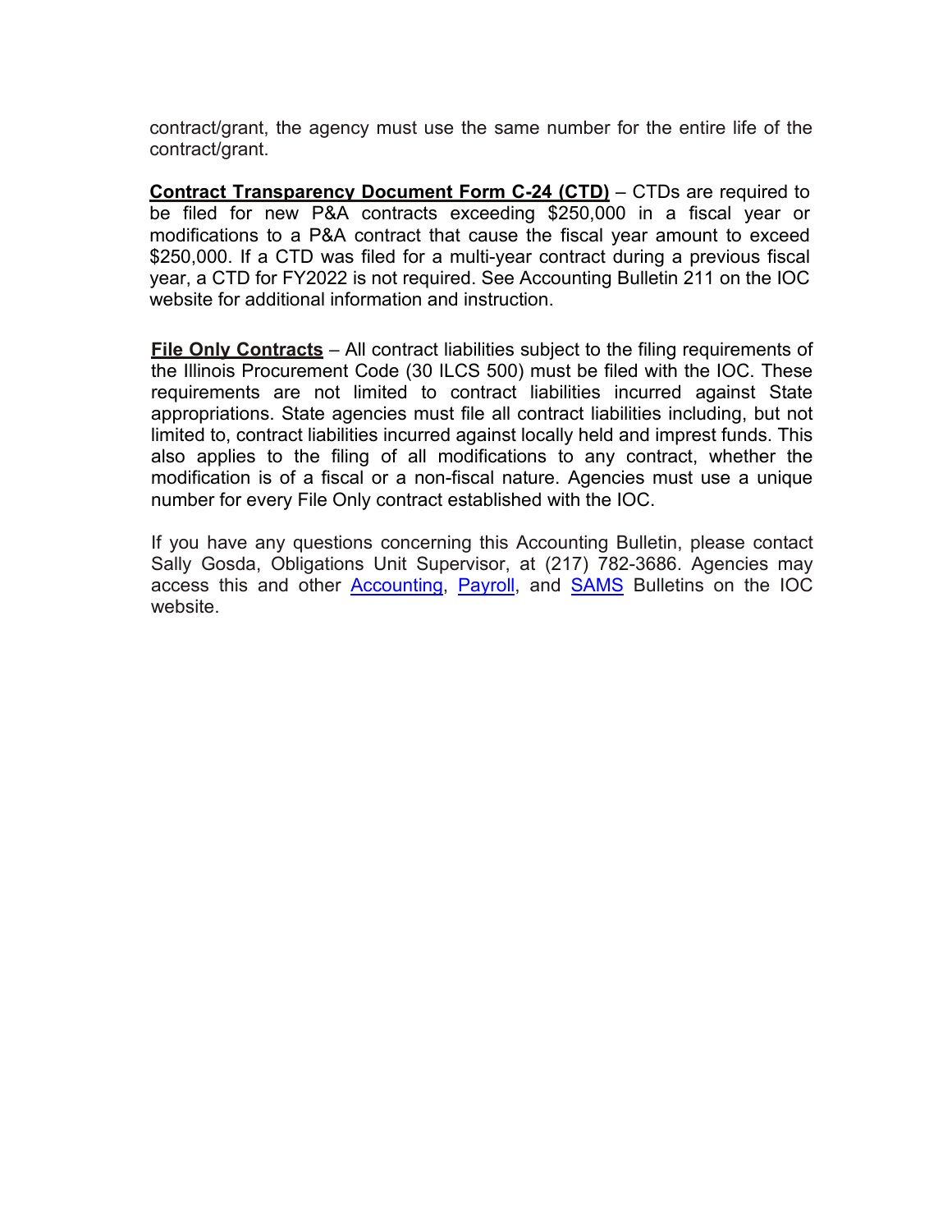contract/grant, the agency must use the same number for the entire life of the contract/grant.

**Contract Transparency Document Form C-24 (CTD)** – CTDs are required to be filed for new P&A contracts exceeding $250,000 in a fiscal year or modifications to a P&A contract that cause the fiscal year amount to exceed $250,000. If a CTD was filed for a multi-year contract during a previous fiscal year, a CTD for FY2022 is not required. See Accounting Bulletin 211 on the IOC website for additional information and instruction.

**File Only Contracts** – All contract liabilities subject to the filing requirements of the Illinois Procurement Code (30 ILCS 500) must be filed with the IOC. These requirements are not limited to contract liabilities incurred against State appropriations. State agencies must file all contract liabilities including, but not limited to, contract liabilities incurred against locally held and imprest funds. This also applies to the filing of all modifications to any contract, whether the modification is of a fiscal or a non-fiscal nature. Agencies must use a unique number for every File Only contract established with the IOC.

If you have any questions concerning this Accounting Bulletin, please contact Sally Gosda, Obligations Unit Supervisor, at (217) 782-3686. Agencies may access this and other Accounting, Payroll, and SAMS Bulletins on the IOC website.